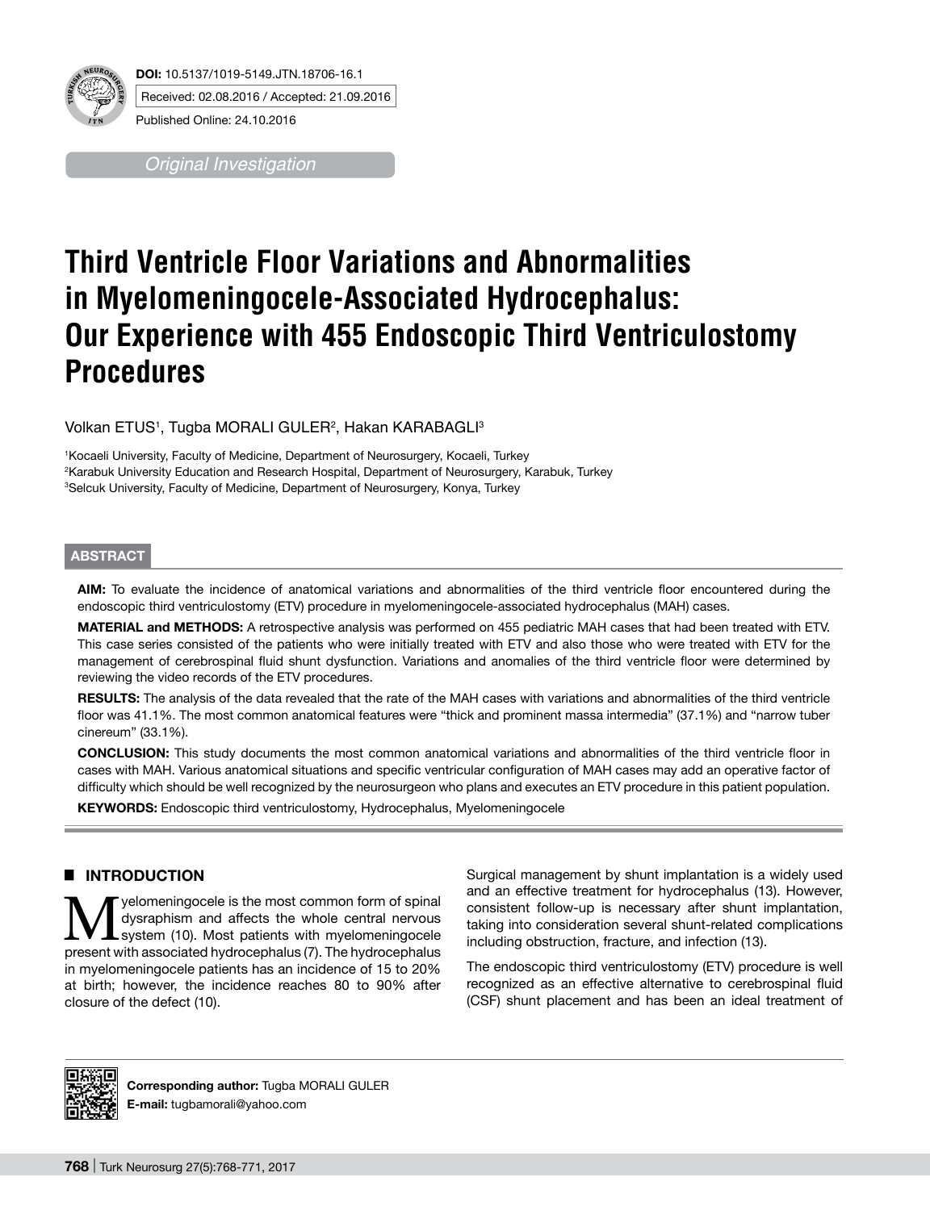**DOI:** 10.5137/1019-5149.JTN.18706-16.1

Received: 02.08.2016 / Accepted: 21.09.2016

Published Online: 24.10.2016

*Original Investigation*

# Third Ventricle Floor Variations and Abnormalities in Myelomeningocele-Associated Hydrocephalus: Our Experience with 455 Endoscopic Third Ventriculostomy Procedures

Volkan ETUS[1], Tugba MORALI GULER[2], Hakan KARABAGLI[3]

[1]Kocaeli University, Faculty of Medicine, Department of Neurosurgery, Kocaeli, Turkey
[2]Karabuk University Education and Research Hospital, Department of Neurosurgery, Karabuk, Turkey
[3]Selcuk University, Faculty of Medicine, Department of Neurosurgery, Konya, Turkey

## ABSTRACT

**AIM:** To evaluate the incidence of anatomical variations and abnormalities of the third ventricle floor encountered during the endoscopic third ventriculostomy (ETV) procedure in myelomeningocele-associated hydrocephalus (MAH) cases.

**MATERIAL and METHODS:** A retrospective analysis was performed on 455 pediatric MAH cases that had been treated with ETV. This case series consisted of the patients who were initially treated with ETV and also those who were treated with ETV for the management of cerebrospinal fluid shunt dysfunction. Variations and anomalies of the third ventricle floor were determined by reviewing the video records of the ETV procedures.

**RESULTS:** The analysis of the data revealed that the rate of the MAH cases with variations and abnormalities of the third ventricle floor was 41.1%. The most common anatomical features were "thick and prominent massa intermedia" (37.1%) and "narrow tuber cinereum" (33.1%).

**CONCLUSION:** This study documents the most common anatomical variations and abnormalities of the third ventricle floor in cases with MAH. Various anatomical situations and specific ventricular configuration of MAH cases may add an operative factor of difficulty which should be well recognized by the neurosurgeon who plans and executes an ETV procedure in this patient population.

**KEYWORDS:** Endoscopic third ventriculostomy, Hydrocephalus, Myelomeningocele

## INTRODUCTION

Myelomeningocele is the most common form of spinal dysraphism and affects the whole central nervous system (10). Most patients with myelomeningocele present with associated hydrocephalus (7). The hydrocephalus in myelomeningocele patients has an incidence of 15 to 20% at birth; however, the incidence reaches 80 to 90% after closure of the defect (10).

Surgical management by shunt implantation is a widely used and an effective treatment for hydrocephalus (13). However, consistent follow-up is necessary after shunt implantation, taking into consideration several shunt-related complications including obstruction, fracture, and infection (13).

The endoscopic third ventriculostomy (ETV) procedure is well recognized as an effective alternative to cerebrospinal fluid (CSF) shunt placement and has been an ideal treatment of

**Corresponding author:** Tugba MORALI GULER
**E-mail:** tugbamorali@yahoo.com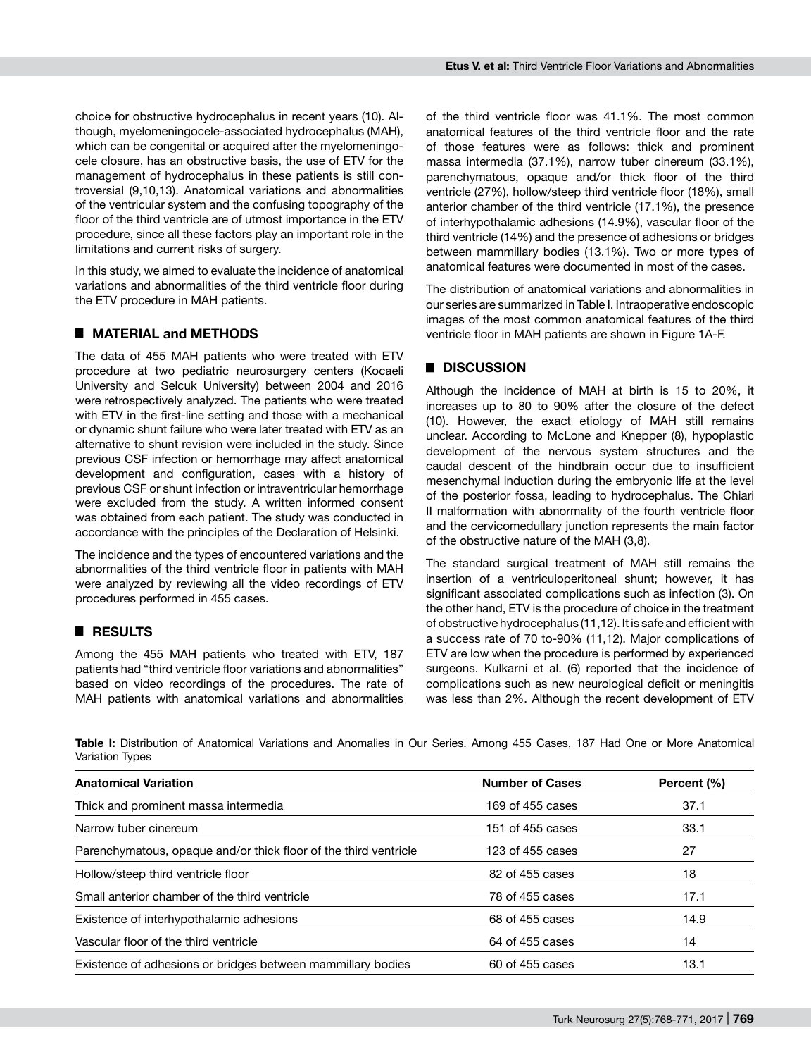choice for obstructive hydrocephalus in recent years (10). Although, myelomeningocele-associated hydrocephalus (MAH), which can be congenital or acquired after the myelomeningocele closure, has an obstructive basis, the use of ETV for the management of hydrocephalus in these patients is still controversial (9,10,13). Anatomical variations and abnormalities of the ventricular system and the confusing topography of the floor of the third ventricle are of utmost importance in the ETV procedure, since all these factors play an important role in the limitations and current risks of surgery.

In this study, we aimed to evaluate the incidence of anatomical variations and abnormalities of the third ventricle floor during the ETV procedure in MAH patients.

## MATERIAL and METHODS

The data of 455 MAH patients who were treated with ETV procedure at two pediatric neurosurgery centers (Kocaeli University and Selcuk University) between 2004 and 2016 were retrospectively analyzed. The patients who were treated with ETV in the first-line setting and those with a mechanical or dynamic shunt failure who were later treated with ETV as an alternative to shunt revision were included in the study. Since previous CSF infection or hemorrhage may affect anatomical development and configuration, cases with a history of previous CSF or shunt infection or intraventricular hemorrhage were excluded from the study. A written informed consent was obtained from each patient. The study was conducted in accordance with the principles of the Declaration of Helsinki.

The incidence and the types of encountered variations and the abnormalities of the third ventricle floor in patients with MAH were analyzed by reviewing all the video recordings of ETV procedures performed in 455 cases.

## RESULTS

Among the 455 MAH patients who treated with ETV, 187 patients had "third ventricle floor variations and abnormalities" based on video recordings of the procedures. The rate of MAH patients with anatomical variations and abnormalities of the third ventricle floor was 41.1%. The most common anatomical features of the third ventricle floor and the rate of those features were as follows: thick and prominent massa intermedia (37.1%), narrow tuber cinereum (33.1%), parenchymatous, opaque and/or thick floor of the third ventricle (27%), hollow/steep third ventricle floor (18%), small anterior chamber of the third ventricle (17.1%), the presence of interhypothalamic adhesions (14.9%), vascular floor of the third ventricle (14%) and the presence of adhesions or bridges between mammillary bodies (13.1%). Two or more types of anatomical features were documented in most of the cases.

The distribution of anatomical variations and abnormalities in our series are summarized in Table I. Intraoperative endoscopic images of the most common anatomical features of the third ventricle floor in MAH patients are shown in Figure 1A-F.

## DISCUSSION

Although the incidence of MAH at birth is 15 to 20%, it increases up to 80 to 90% after the closure of the defect (10). However, the exact etiology of MAH still remains unclear. According to McLone and Knepper (8), hypoplastic development of the nervous system structures and the caudal descent of the hindbrain occur due to insufficient mesenchymal induction during the embryonic life at the level of the posterior fossa, leading to hydrocephalus. The Chiari II malformation with abnormality of the fourth ventricle floor and the cervicomedullary junction represents the main factor of the obstructive nature of the MAH (3,8).

The standard surgical treatment of MAH still remains the insertion of a ventriculoperitoneal shunt; however, it has significant associated complications such as infection (3). On the other hand, ETV is the procedure of choice in the treatment of obstructive hydrocephalus (11,12). It is safe and efficient with a success rate of 70 to-90% (11,12). Major complications of ETV are low when the procedure is performed by experienced surgeons. Kulkarni et al. (6) reported that the incidence of complications such as new neurological deficit or meningitis was less than 2%. Although the recent development of ETV

**Table I:** Distribution of Anatomical Variations and Anomalies in Our Series. Among 455 Cases, 187 Had One or More Anatomical Variation Types

| Anatomical Variation | Number of Cases | Percent (%) |
|---|---|---|
| Thick and prominent massa intermedia | 169 of 455 cases | 37.1 |
| Narrow tuber cinereum | 151 of 455 cases | 33.1 |
| Parenchymatous, opaque and/or thick floor of the third ventricle | 123 of 455 cases | 27 |
| Hollow/steep third ventricle floor | 82 of 455 cases | 18 |
| Small anterior chamber of the third ventricle | 78 of 455 cases | 17.1 |
| Existence of interhypothalamic adhesions | 68 of 455 cases | 14.9 |
| Vascular floor of the third ventricle | 64 of 455 cases | 14 |
| Existence of adhesions or bridges between mammillary bodies | 60 of 455 cases | 13.1 |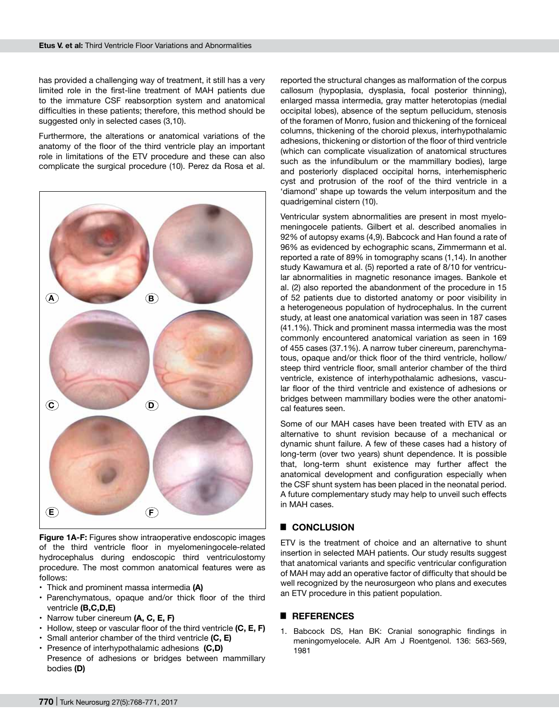has provided a challenging way of treatment, it still has a very limited role in the first-line treatment of MAH patients due to the immature CSF reabsorption system and anatomical difficulties in these patients; therefore, this method should be suggested only in selected cases (3,10).

Furthermore, the alterations or anatomical variations of the anatomy of the floor of the third ventricle play an important role in limitations of the ETV procedure and these can also complicate the surgical procedure (10). Perez da Rosa et al. reported the structural changes as malformation of the corpus callosum (hypoplasia, dysplasia, focal posterior thinning), enlarged massa intermedia, gray matter heterotopias (medial occipital lobes), absence of the septum pellucidum, stenosis of the foramen of Monro, fusion and thickening of the forniceal columns, thickening of the choroid plexus, interhypothalamic adhesions, thickening or distortion of the floor of third ventricle (which can complicate visualization of anatomical structures such as the infundibulum or the mammillary bodies), large and posteriorly displaced occipital horns, interhemispheric cyst and protrusion of the roof of the third ventricle in a 'diamond' shape up towards the velum interpositum and the quadrigeminal cistern (10).

**Figure 1A-F:** Figures show intraoperative endoscopic images of the third ventricle floor in myelomeningocele-related hydrocephalus during endoscopic third ventriculostomy procedure. The most common anatomical features were as follows:

- Thick and prominent massa intermedia **(A)**
- Parenchymatous, opaque and/or thick floor of the third ventricle **(B,C,D,E)**
- Narrow tuber cinereum **(A, C, E, F)**
- Hollow, steep or vascular floor of the third ventricle **(C, E, F)**
- Small anterior chamber of the third ventricle **(C, E)**
- Presence of interhypothalamic adhesions **(C,D)**
  Presence of adhesions or bridges between mammillary bodies **(D)**

Ventricular system abnormalities are present in most myelomeningocele patients. Gilbert et al. described anomalies in 92% of autopsy exams (4,9). Babcock and Han found a rate of 96% as evidenced by echographic scans, Zimmermann et al. reported a rate of 89% in tomography scans (1,14). In another study Kawamura et al. (5) reported a rate of 8/10 for ventricular abnormalities in magnetic resonance images. Bankole et al. (2) also reported the abandonment of the procedure in 15 of 52 patients due to distorted anatomy or poor visibility in a heterogeneous population of hydrocephalus. In the current study, at least one anatomical variation was seen in 187 cases (41.1%). Thick and prominent massa intermedia was the most commonly encountered anatomical variation as seen in 169 of 455 cases (37.1%). A narrow tuber cinereum, parenchymatous, opaque and/or thick floor of the third ventricle, hollow/steep third ventricle floor, small anterior chamber of the third ventricle, existence of interhypothalamic adhesions, vascular floor of the third ventricle and existence of adhesions or bridges between mammillary bodies were the other anatomical features seen.

Some of our MAH cases have been treated with ETV as an alternative to shunt revision because of a mechanical or dynamic shunt failure. A few of these cases had a history of long-term (over two years) shunt dependence. It is possible that, long-term shunt existence may further affect the anatomical development and configuration especially when the CSF shunt system has been placed in the neonatal period. A future complementary study may help to unveil such effects in MAH cases.

## CONCLUSION

ETV is the treatment of choice and an alternative to shunt insertion in selected MAH patients. Our study results suggest that anatomical variants and specific ventricular configuration of MAH may add an operative factor of difficulty that should be well recognized by the neurosurgeon who plans and executes an ETV procedure in this patient population.

## REFERENCES

1. Babcock DS, Han BK: Cranial sonographic findings in meningomyelocele. AJR Am J Roentgenol. 136: 563-569, 1981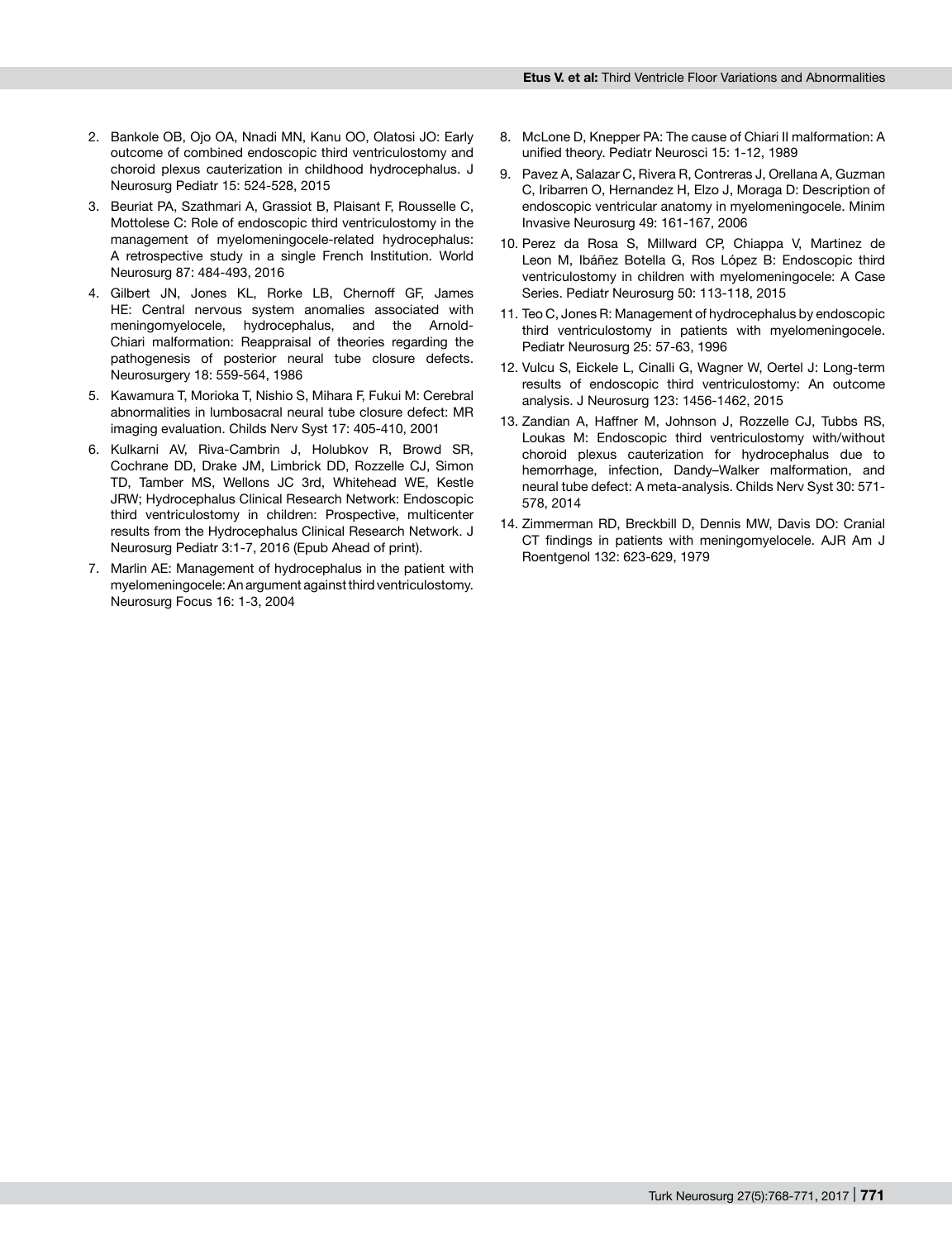2. Bankole OB, Ojo OA, Nnadi MN, Kanu OO, Olatosi JO: Early outcome of combined endoscopic third ventriculostomy and choroid plexus cauterization in childhood hydrocephalus. J Neurosurg Pediatr 15: 524-528, 2015
3. Beuriat PA, Szathmari A, Grassiot B, Plaisant F, Rousselle C, Mottolese C: Role of endoscopic third ventriculostomy in the management of myelomeningocele-related hydrocephalus: A retrospective study in a single French Institution. World Neurosurg 87: 484-493, 2016
4. Gilbert JN, Jones KL, Rorke LB, Chernoff GF, James HE: Central nervous system anomalies associated with meningomyelocele, hydrocephalus, and the Arnold-Chiari malformation: Reappraisal of theories regarding the pathogenesis of posterior neural tube closure defects. Neurosurgery 18: 559-564, 1986
5. Kawamura T, Morioka T, Nishio S, Mihara F, Fukui M: Cerebral abnormalities in lumbosacral neural tube closure defect: MR imaging evaluation. Childs Nerv Syst 17: 405-410, 2001
6. Kulkarni AV, Riva-Cambrin J, Holubkov R, Browd SR, Cochrane DD, Drake JM, Limbrick DD, Rozzelle CJ, Simon TD, Tamber MS, Wellons JC 3rd, Whitehead WE, Kestle JRW; Hydrocephalus Clinical Research Network: Endoscopic third ventriculostomy in children: Prospective, multicenter results from the Hydrocephalus Clinical Research Network. J Neurosurg Pediatr 3:1-7, 2016 (Epub Ahead of print).
7. Marlin AE: Management of hydrocephalus in the patient with myelomeningocele: An argument against third ventriculostomy. Neurosurg Focus 16: 1-3, 2004
8. McLone D, Knepper PA: The cause of Chiari II malformation: A unified theory. Pediatr Neurosci 15: 1-12, 1989
9. Pavez A, Salazar C, Rivera R, Contreras J, Orellana A, Guzman C, Iribarren O, Hernandez H, Elzo J, Moraga D: Description of endoscopic ventricular anatomy in myelomeningocele. Minim Invasive Neurosurg 49: 161-167, 2006
10. Perez da Rosa S, Millward CP, Chiappa V, Martinez de Leon M, Ibáñez Botella G, Ros López B: Endoscopic third ventriculostomy in children with myelomeningocele: A Case Series. Pediatr Neurosurg 50: 113-118, 2015
11. Teo C, Jones R: Management of hydrocephalus by endoscopic third ventriculostomy in patients with myelomeningocele. Pediatr Neurosurg 25: 57-63, 1996
12. Vulcu S, Eickele L, Cinalli G, Wagner W, Oertel J: Long-term results of endoscopic third ventriculostomy: An outcome analysis. J Neurosurg 123: 1456-1462, 2015
13. Zandian A, Haffner M, Johnson J, Rozzelle CJ, Tubbs RS, Loukas M: Endoscopic third ventriculostomy with/without choroid plexus cauterization for hydrocephalus due to hemorrhage, infection, Dandy–Walker malformation, and neural tube defect: A meta-analysis. Childs Nerv Syst 30: 571-578, 2014
14. Zimmerman RD, Breckbill D, Dennis MW, Davis DO: Cranial CT findings in patients with meningomyelocele. AJR Am J Roentgenol 132: 623-629, 1979